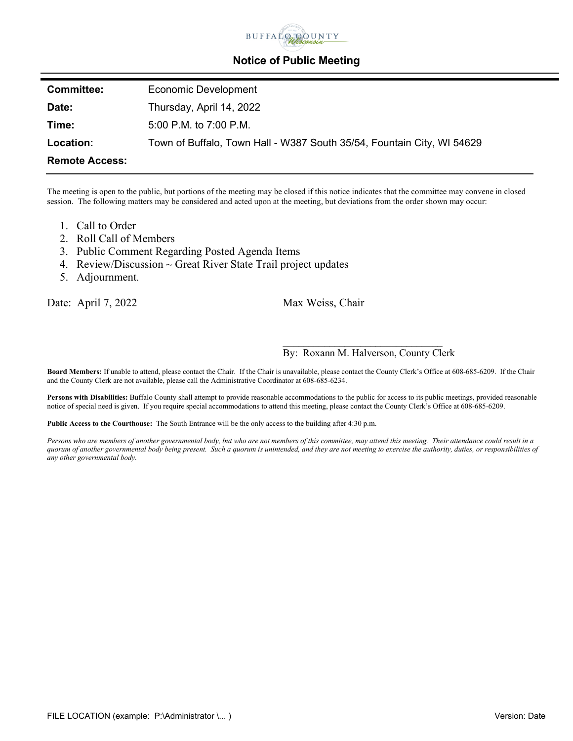BUFFALO COUNTY Wisconsin

# Notice of Public Meeting

| | |
|---|---|
| **Committee:** | Economic Development |
| **Date:** | Thursday, April 14, 2022 |
| **Time:** | 5:00 P.M. to 7:00 P.M. |
| **Location:** | Town of Buffalo, Town Hall - W387 South 35/54, Fountain City, WI 54629 |
| **Remote Access:** | |

The meeting is open to the public, but portions of the meeting may be closed if this notice indicates that the committee may convene in closed session. The following matters may be considered and acted upon at the meeting, but deviations from the order shown may occur:

1. Call to Order
2. Roll Call of Members
3. Public Comment Regarding Posted Agenda Items
4. Review/Discussion ~ Great River State Trail project updates
5. Adjournment.

Date: April 7, 2022

Max Weiss, Chair

______________________________

By: Roxann M. Halverson, County Clerk

**Board Members:** If unable to attend, please contact the Chair. If the Chair is unavailable, please contact the County Clerk's Office at 608-685-6209. If the Chair and the County Clerk are not available, please call the Administrative Coordinator at 608-685-6234.

**Persons with Disabilities:** Buffalo County shall attempt to provide reasonable accommodations to the public for access to its public meetings, provided reasonable notice of special need is given. If you require special accommodations to attend this meeting, please contact the County Clerk's Office at 608-685-6209.

**Public Access to the Courthouse:** The South Entrance will be the only access to the building after 4:30 p.m.

*Persons who are members of another governmental body, but who are not members of this committee, may attend this meeting. Their attendance could result in a quorum of another governmental body being present. Such a quorum is unintended, and they are not meeting to exercise the authority, duties, or responsibilities of any other governmental body.*

FILE LOCATION (example: P:\Administrator \... ) Version: Date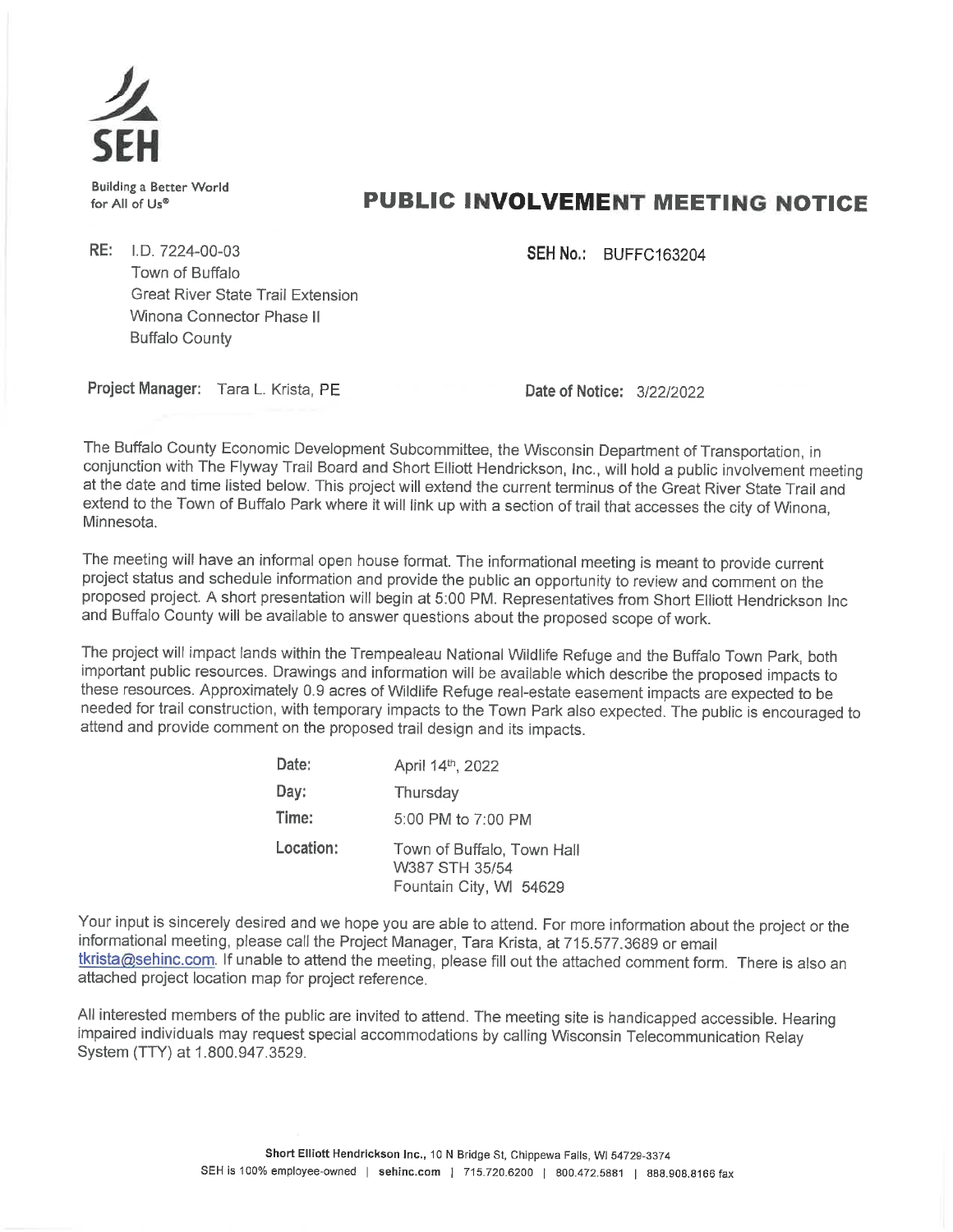SEH

Building a Better World for All of Us®

# PUBLIC INVOLVEMENT MEETING NOTICE

**RE:** I.D. 7224-00-03
Town of Buffalo
Great River State Trail Extension
Winona Connector Phase II
Buffalo County

**SEH No.:** BUFFC163204

**Project Manager:** Tara L. Krista, PE

**Date of Notice:** 3/22/2022

The Buffalo County Economic Development Subcommittee, the Wisconsin Department of Transportation, in conjunction with The Flyway Trail Board and Short Elliott Hendrickson, Inc., will hold a public involvement meeting at the date and time listed below. This project will extend the current terminus of the Great River State Trail and extend to the Town of Buffalo Park where it will link up with a section of trail that accesses the city of Winona, Minnesota.

The meeting will have an informal open house format. The informational meeting is meant to provide current project status and schedule information and provide the public an opportunity to review and comment on the proposed project. A short presentation will begin at 5:00 PM. Representatives from Short Elliott Hendrickson Inc and Buffalo County will be available to answer questions about the proposed scope of work.

The project will impact lands within the Trempealeau National Wildlife Refuge and the Buffalo Town Park, both important public resources. Drawings and information will be available which describe the proposed impacts to these resources. Approximately 0.9 acres of Wildlife Refuge real-estate easement impacts are expected to be needed for trail construction, with temporary impacts to the Town Park also expected. The public is encouraged to attend and provide comment on the proposed trail design and its impacts.

**Date:** April 14th, 2022

**Day:** Thursday

**Time:** 5:00 PM to 7:00 PM

**Location:** Town of Buffalo, Town Hall
W387 STH 35/54
Fountain City, WI 54629

Your input is sincerely desired and we hope you are able to attend. For more information about the project or the informational meeting, please call the Project Manager, Tara Krista, at 715.577.3689 or email tkrista@sehinc.com. If unable to attend the meeting, please fill out the attached comment form. There is also an attached project location map for project reference.

All interested members of the public are invited to attend. The meeting site is handicapped accessible. Hearing impaired individuals may request special accommodations by calling Wisconsin Telecommunication Relay System (TTY) at 1.800.947.3529.

**Short Elliott Hendrickson Inc.,** 10 N Bridge St, Chippewa Falls, WI 54729-3374
SEH is 100% employee-owned | **sehinc.com** | 715.720.6200 | 800.472.5881 | 888.908.8166 fax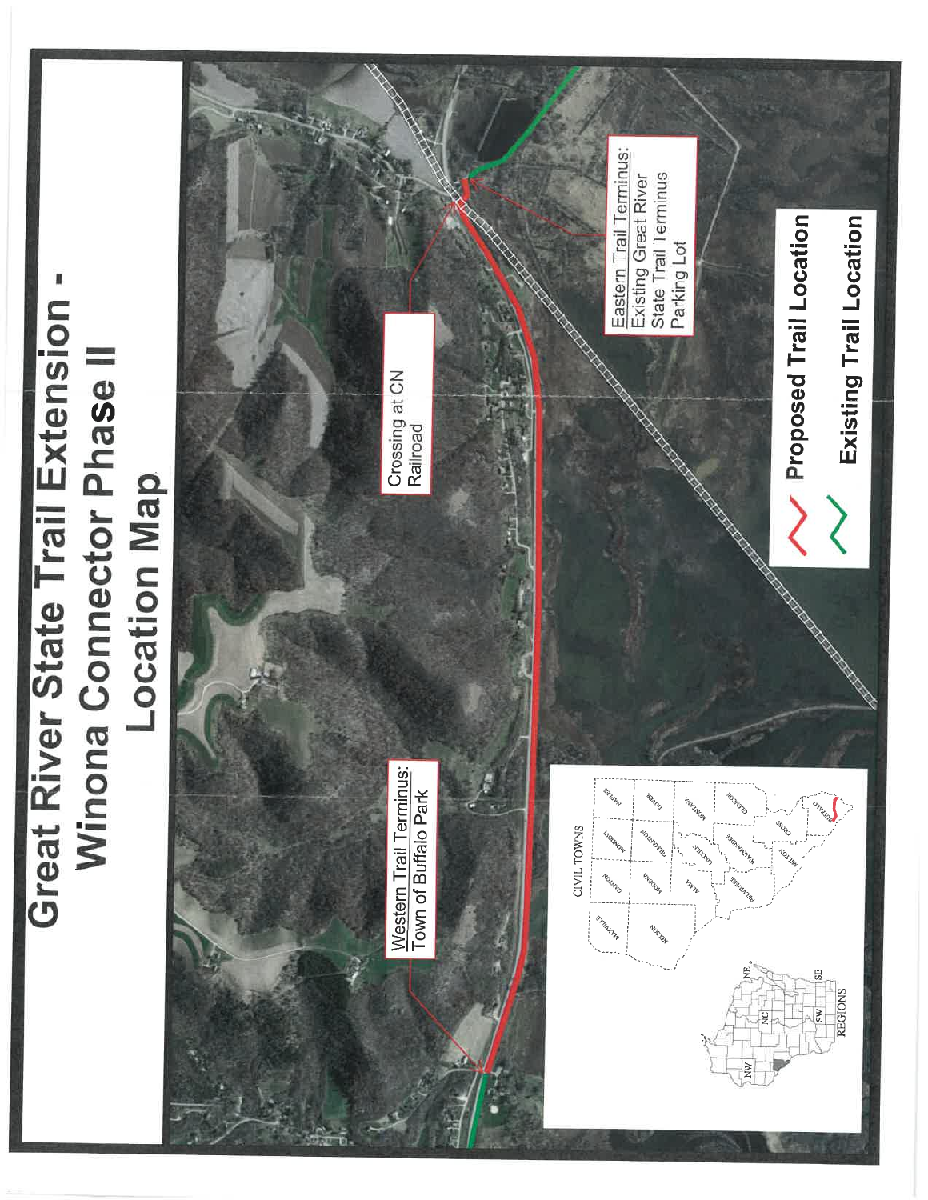# Great River State Trail Extension - Winona Connector Phase II Location Map

Western Trail Terminus: Town of Buffalo Park

Crossing at CN Railroad

Eastern Trail Terminus: Existing Great River State Trail Terminus Parking Lot

Proposed Trail Location

Existing Trail Location

CIVIL TOWNS

REGIONS

NW

NC

NE

SW

SE

MAXVILLE

CANTON

MONDOVI

NAPLES

NELSON

MODENA

GILMANTON

DOVER

ALMA

LINCOLN

MONTANA

BELVIDERE

WAUMANDEE

GLENCOE

MILTON

CROSS

BUFFALO